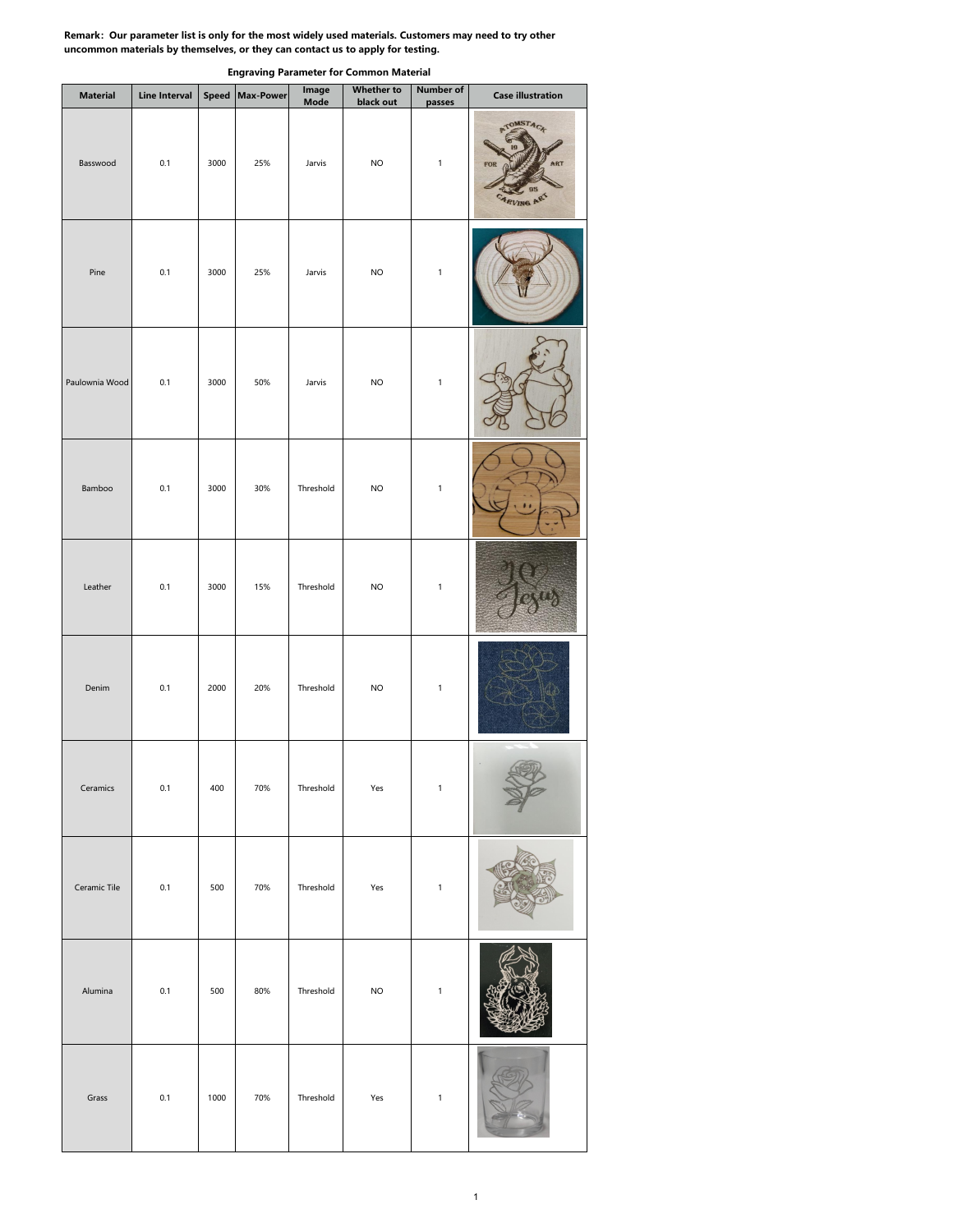**Remark: Our parameter list is only for the most widely used materials. Customers may need to try other uncommon materials by themselves, or they can contact us to apply for testing.**

**Engraving Parameter for Common Material**

| Material | Line Interval | Speed | Max-Power | Image Mode | Whether to black out | Number of passes | Case illustration |
|---|---|---|---|---|---|---|---|
| Basswood | 0.1 | 3000 | 25% | Jarvis | NO | 1 | |
| Pine | 0.1 | 3000 | 25% | Jarvis | NO | 1 | |
| Paulownia Wood | 0.1 | 3000 | 50% | Jarvis | NO | 1 | |
| Bamboo | 0.1 | 3000 | 30% | Threshold | NO | 1 | |
| Leather | 0.1 | 3000 | 15% | Threshold | NO | 1 | |
| Denim | 0.1 | 2000 | 20% | Threshold | NO | 1 | |
| Ceramics | 0.1 | 400 | 70% | Threshold | Yes | 1 | |
| Ceramic Tile | 0.1 | 500 | 70% | Threshold | Yes | 1 | |
| Alumina | 0.1 | 500 | 80% | Threshold | NO | 1 | |
| Grass | 0.1 | 1000 | 70% | Threshold | Yes | 1 | |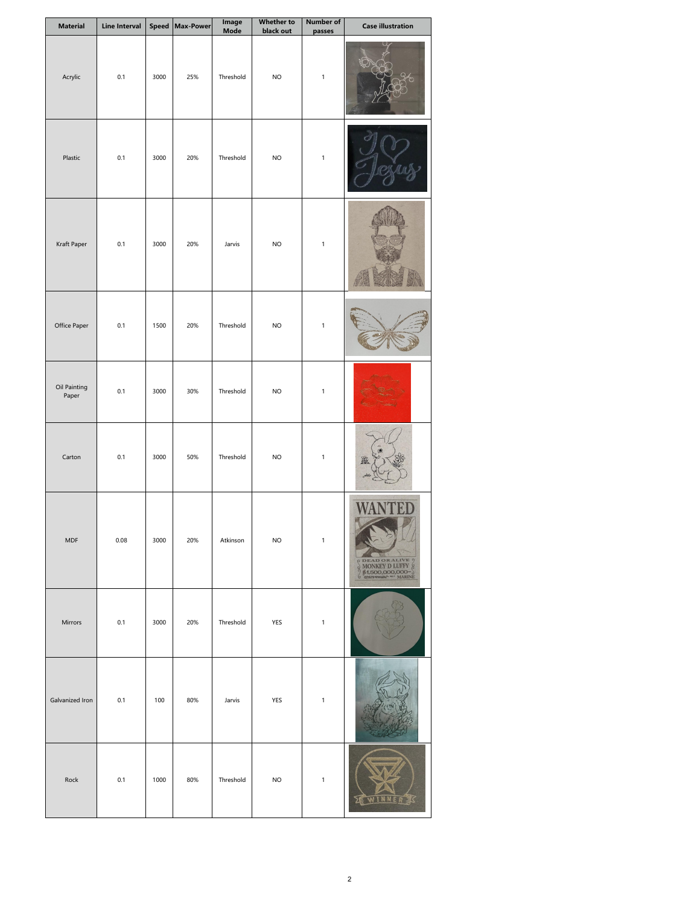| Material | Line Interval | Speed | Max-Power | Image Mode | Whether to black out | Number of passes | Case illustration |
| --- | --- | --- | --- | --- | --- | --- | --- |
| Acrylic | 0.1 | 3000 | 25% | Threshold | NO | 1 | |
| Plastic | 0.1 | 3000 | 20% | Threshold | NO | 1 | |
| Kraft Paper | 0.1 | 3000 | 20% | Jarvis | NO | 1 | |
| Office Paper | 0.1 | 1500 | 20% | Threshold | NO | 1 | |
| Oil Painting Paper | 0.1 | 3000 | 30% | Threshold | NO | 1 | |
| Carton | 0.1 | 3000 | 50% | Threshold | NO | 1 | |
| MDF | 0.08 | 3000 | 20% | Atkinson | NO | 1 | |
| Mirrors | 0.1 | 3000 | 20% | Threshold | YES | 1 | |
| Galvanized Iron | 0.1 | 100 | 80% | Jarvis | YES | 1 | |
| Rock | 0.1 | 1000 | 80% | Threshold | NO | 1 | |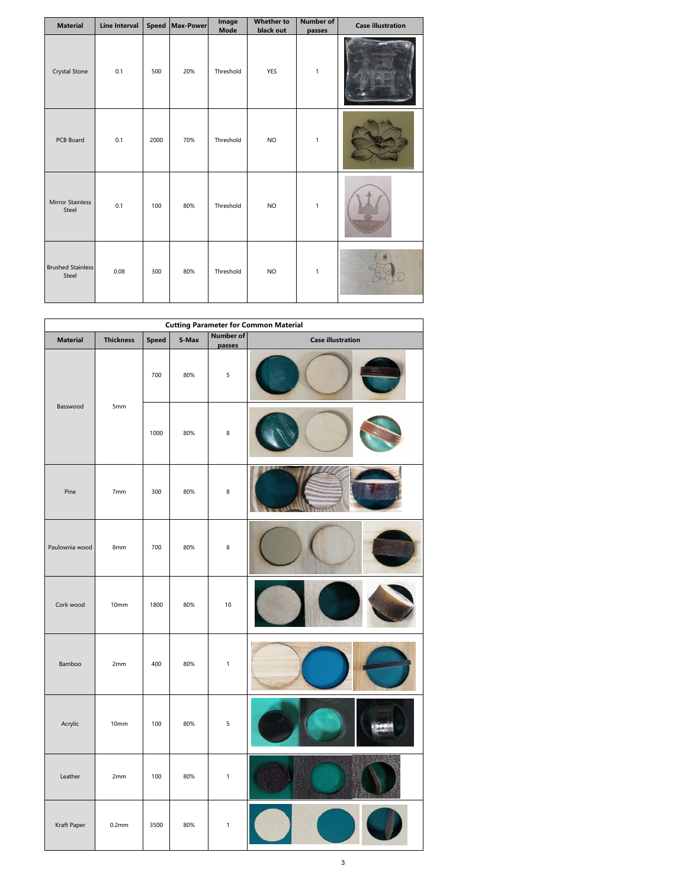| Material | Line Interval | Speed | Max-Power | Image Mode | Whether to black out | Number of passes | Case illustration |
|---|---|---|---|---|---|---|---|
| Crystal Stone | 0.1 | 500 | 20% | Threshold | YES | 1 | |
| PCB Board | 0.1 | 2000 | 70% | Threshold | NO | 1 | |
| Mirror Stainless Steel | 0.1 | 100 | 80% | Threshold | NO | 1 | |
| Brushed Stainless Steel | 0.08 | 300 | 80% | Threshold | NO | 1 | |

**Cutting Parameter for Common Material**

| Material | Thickness | Speed | S-Max | Number of passes | Case illustration |
|---|---|---|---|---|---|
| Basswood | 5mm | 700 | 80% | 5 | |
| | | 1000 | 80% | 8 | |
| Pine | 7mm | 300 | 80% | 8 | |
| Paulownia wood | 8mm | 700 | 80% | 8 | |
| Cork wood | 10mm | 1800 | 80% | 10 | |
| Bamboo | 2mm | 400 | 80% | 1 | |
| Acrylic | 10mm | 100 | 80% | 5 | |
| Leather | 2mm | 100 | 80% | 1 | |
| Kraft Paper | 0.2mm | 3500 | 80% | 1 | |